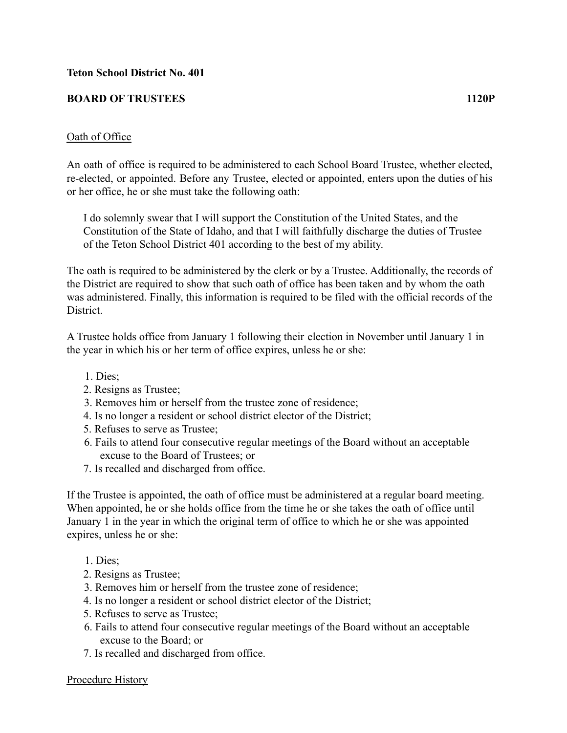**Teton School District No. 401**

**BOARD OF TRUSTEES** **1120P**

Oath of Office

An oath of office is required to be administered to each School Board Trustee, whether elected, re-elected, or appointed. Before any Trustee, elected or appointed, enters upon the duties of his or her office, he or she must take the following oath:

> I do solemnly swear that I will support the Constitution of the United States, and the Constitution of the State of Idaho, and that I will faithfully discharge the duties of Trustee of the Teton School District 401 according to the best of my ability.

The oath is required to be administered by the clerk or by a Trustee. Additionally, the records of the District are required to show that such oath of office has been taken and by whom the oath was administered. Finally, this information is required to be filed with the official records of the District.

A Trustee holds office from January 1 following their election in November until January 1 in the year in which his or her term of office expires, unless he or she:

1. Dies;
2. Resigns as Trustee;
3. Removes him or herself from the trustee zone of residence;
4. Is no longer a resident or school district elector of the District;
5. Refuses to serve as Trustee;
6. Fails to attend four consecutive regular meetings of the Board without an acceptable excuse to the Board of Trustees; or
7. Is recalled and discharged from office.

If the Trustee is appointed, the oath of office must be administered at a regular board meeting. When appointed, he or she holds office from the time he or she takes the oath of office until January 1 in the year in which the original term of office to which he or she was appointed expires, unless he or she:

1. Dies;
2. Resigns as Trustee;
3. Removes him or herself from the trustee zone of residence;
4. Is no longer a resident or school district elector of the District;
5. Refuses to serve as Trustee;
6. Fails to attend four consecutive regular meetings of the Board without an acceptable excuse to the Board; or
7. Is recalled and discharged from office.

Procedure History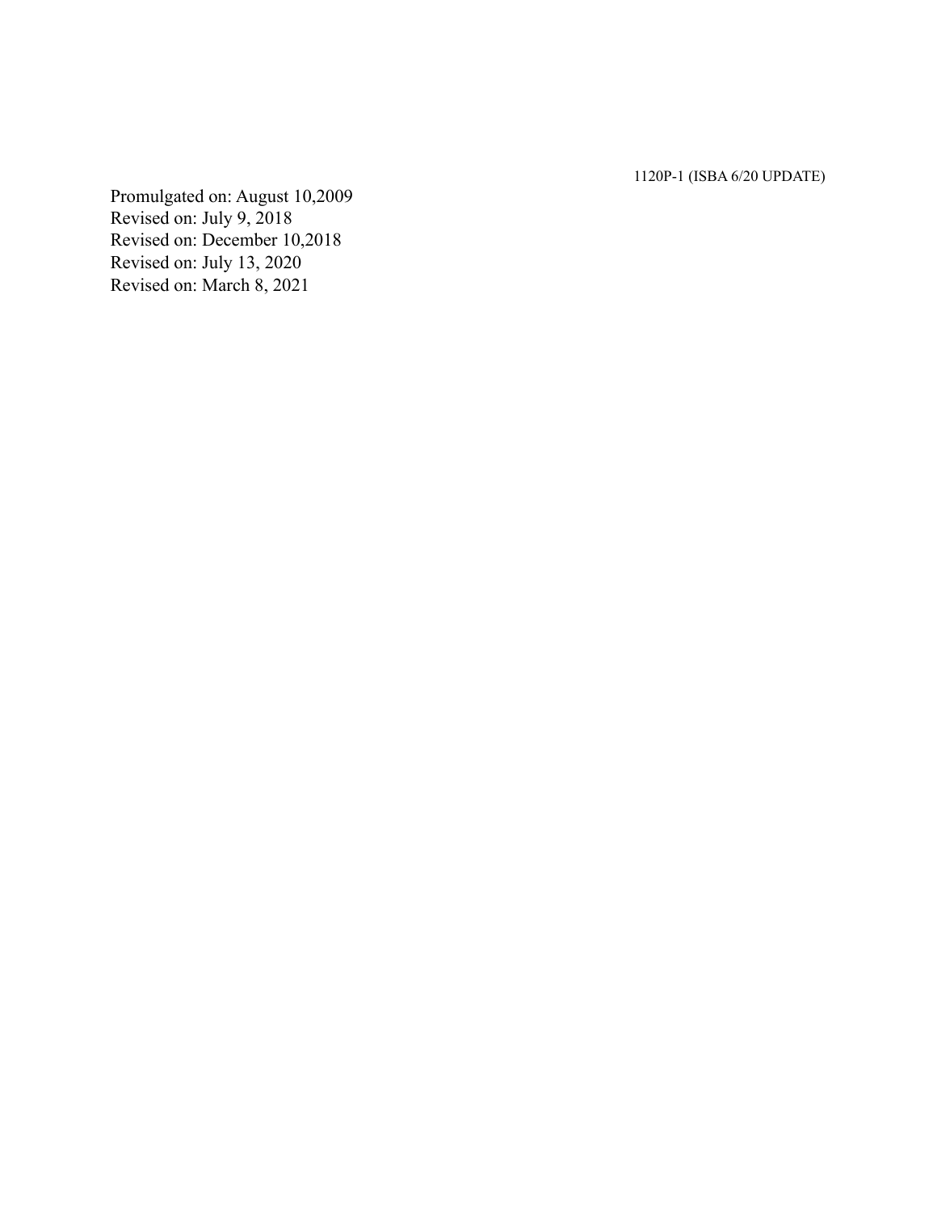Promulgated on: August 10,2009
Revised on: July 9, 2018
Revised on: December 10,2018
Revised on: July 13, 2020
Revised on: March 8, 2021